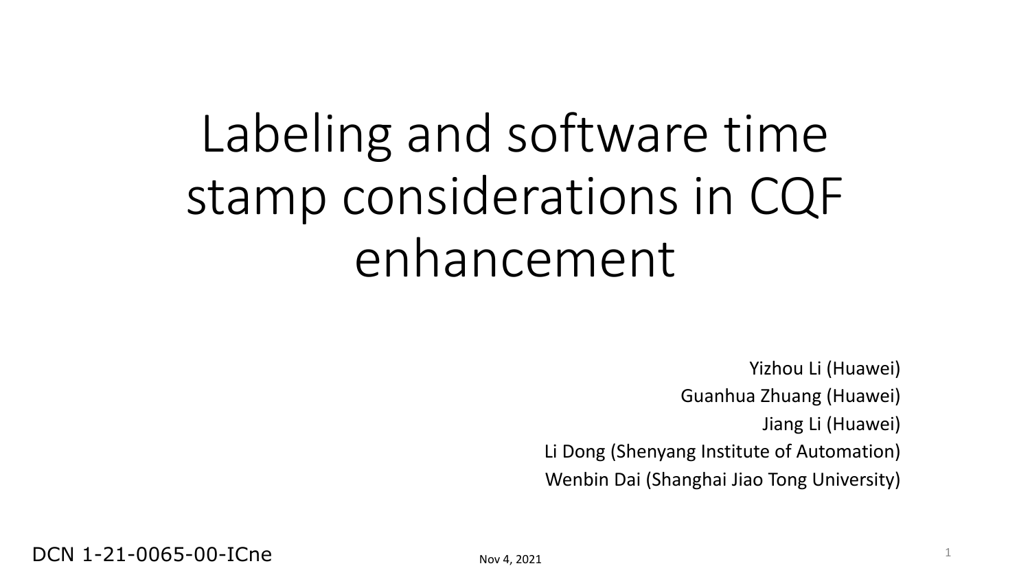# Labeling and software time stamp considerations in CQF enhancement

Yizhou Li (Huawei)

Guanhua Zhuang (Huawei)

Jiang Li (Huawei)

Li Dong (Shenyang Institute of Automation)

Wenbin Dai (Shanghai Jiao Tong University)

DCN 1-21-0065-00-ICne

Nov 4, 2021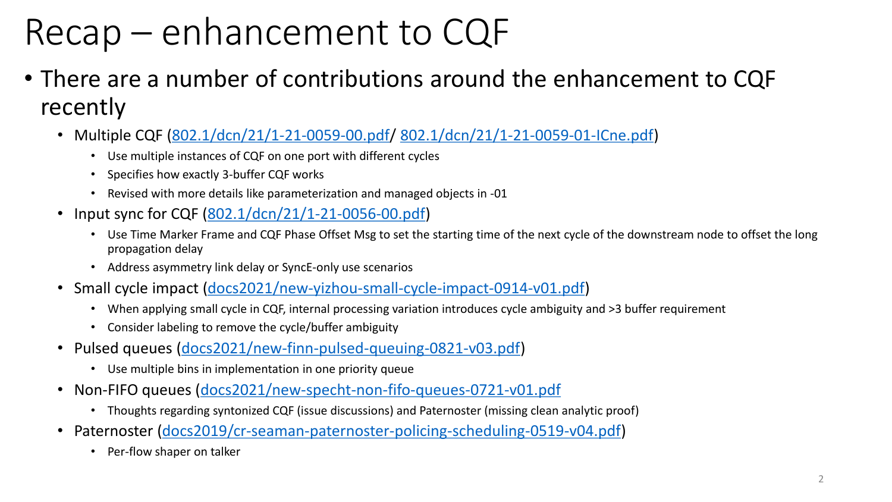# Recap – enhancement to CQF

- There are a number of contributions around the enhancement to CQF recently
  - Multiple CQF (802.1/dcn/21/1-21-0059-00.pdf/ 802.1/dcn/21/1-21-0059-01-ICne.pdf)
    - Use multiple instances of CQF on one port with different cycles
    - Specifies how exactly 3-buffer CQF works
    - Revised with more details like parameterization and managed objects in -01
  - Input sync for CQF (802.1/dcn/21/1-21-0056-00.pdf)
    - Use Time Marker Frame and CQF Phase Offset Msg to set the starting time of the next cycle of the downstream node to offset the long propagation delay
    - Address asymmetry link delay or SyncE-only use scenarios
  - Small cycle impact (docs2021/new-yizhou-small-cycle-impact-0914-v01.pdf)
    - When applying small cycle in CQF, internal processing variation introduces cycle ambiguity and >3 buffer requirement
    - Consider labeling to remove the cycle/buffer ambiguity
  - Pulsed queues (docs2021/new-finn-pulsed-queuing-0821-v03.pdf)
    - Use multiple bins in implementation in one priority queue
  - Non-FIFO queues (docs2021/new-specht-non-fifo-queues-0721-v01.pdf)
    - Thoughts regarding syntonized CQF (issue discussions) and Paternoster (missing clean analytic proof)
  - Paternoster (docs2019/cr-seaman-paternoster-policing-scheduling-0519-v04.pdf)
    - Per-flow shaper on talker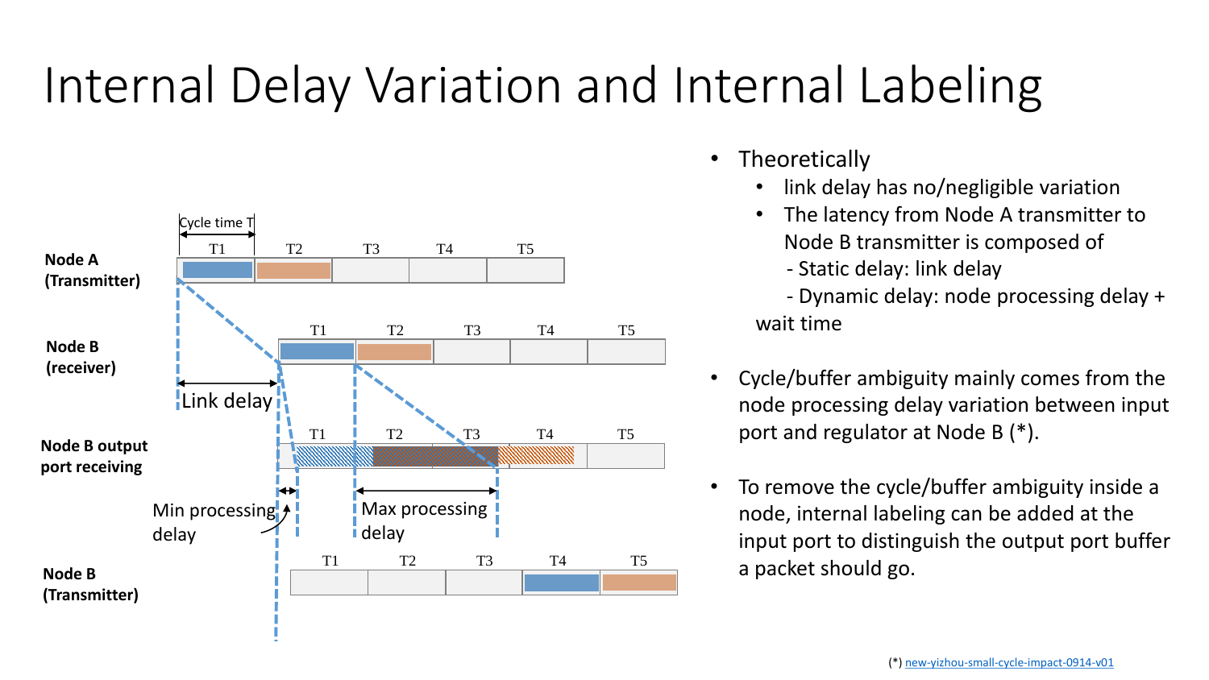# Internal Delay Variation and Internal Labeling

Cycle time T

| | T1 | T2 | T3 | T4 | T5 |
|---|---|---|---|---|---|
| **Node A (Transmitter)** | | | | | |
| **Node B (receiver)** | | | | | |
| **Node B output port receiving** | | | | | |
| **Node B (Transmitter)** | | | | | |

Link delay

Min processing delay

Max processing delay

- Theoretically
  - link delay has no/negligible variation
  - The latency from Node A transmitter to Node B transmitter is composed of
    - Static delay: link delay
    - Dynamic delay: node processing delay + wait time
- Cycle/buffer ambiguity mainly comes from the node processing delay variation between input port and regulator at Node B (*).
- To remove the cycle/buffer ambiguity inside a node, internal labeling can be added at the input port to distinguish the output port buffer a packet should go.

(*) new-yizhou-small-cycle-impact-0914-v01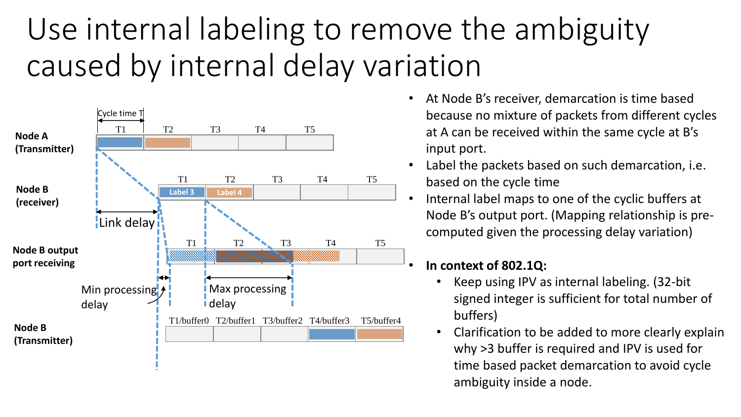# Use internal labeling to remove the ambiguity caused by internal delay variation

Cycle time T

| | | | | | |
|---|---|---|---|---|---|
| **Node A (Transmitter)** | T1 | T2 | T3 | T4 | T5 |
| **Node B (receiver)** | T1 (Label 3) | T2 (Label 4) | T3 | T4 | T5 |
| **Node B output port receiving** | T1 | T2 | T3 | T4 | T5 |
| **Node B (Transmitter)** | T1/buffer0 | T2/buffer1 | T3/buffer2 | T4/buffer3 | T5/buffer4 |

Link delay

Min processing delay

Max processing delay

- At Node B's receiver, demarcation is time based because no mixture of packets from different cycles at A can be received within the same cycle at B's input port.
- Label the packets based on such demarcation, i.e. based on the cycle time
- Internal label maps to one of the cyclic buffers at Node B's output port. (Mapping relationship is pre-computed given the processing delay variation)

- **In context of 802.1Q:**
  - Keep using IPV as internal labeling. (32-bit signed integer is sufficient for total number of buffers)
  - Clarification to be added to more clearly explain why >3 buffer is required and IPV is used for time based packet demarcation to avoid cycle ambiguity inside a node.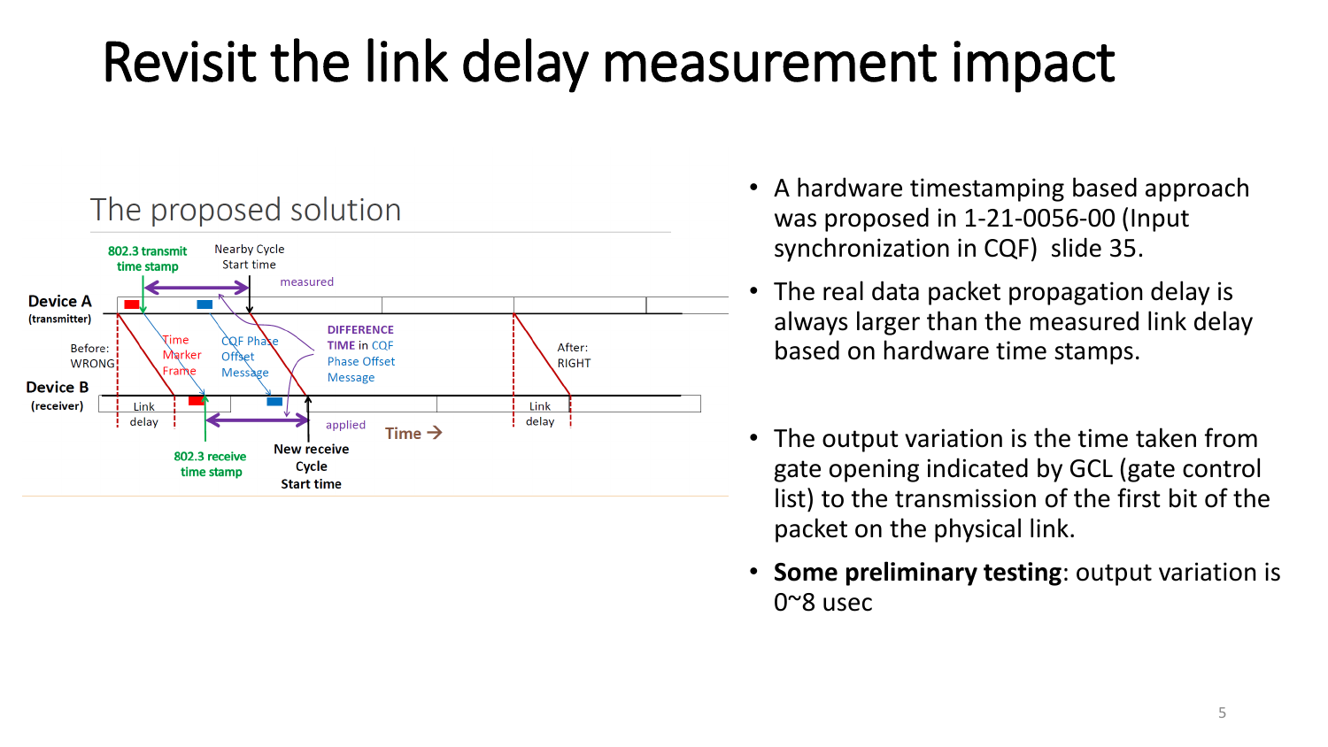# Revisit the link delay measurement impact

## The proposed solution

802.3 transmit time stamp

Nearby Cycle Start time

measured

Device A (transmitter)

Before: WRONG

Time Marker Frame

CQF Phase Offset Message

DIFFERENCE TIME in CQF Phase Offset Message

After: RIGHT

Device B (receiver)

Link delay

applied

Time →

Link delay

802.3 receive time stamp

New receive Cycle Start time

- A hardware timestamping based approach was proposed in 1-21-0056-00 (Input synchronization in CQF) slide 35.
- The real data packet propagation delay is always larger than the measured link delay based on hardware time stamps.
- The output variation is the time taken from gate opening indicated by GCL (gate control list) to the transmission of the first bit of the packet on the physical link.
- **Some preliminary testing**: output variation is 0~8 usec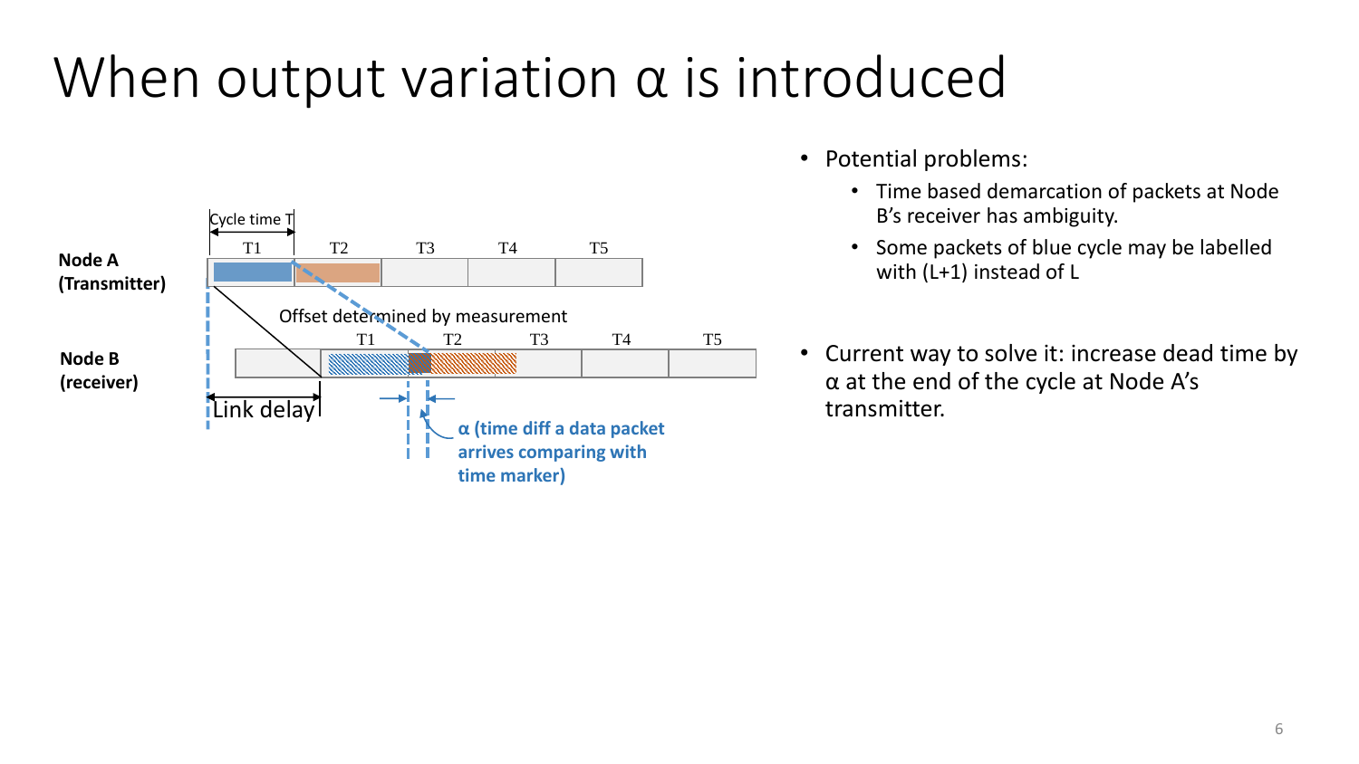# When output variation α is introduced

Node A (Transmitter)

Cycle time T

T1 T2 T3 T4 T5

Offset determined by measurement

Node B (receiver)

T1 T2 T3 T4 T5

Link delay

α (time diff a data packet arrives comparing with time marker)

- Potential problems:
  - Time based demarcation of packets at Node B's receiver has ambiguity.
  - Some packets of blue cycle may be labelled with (L+1) instead of L
- Current way to solve it: increase dead time by α at the end of the cycle at Node A's transmitter.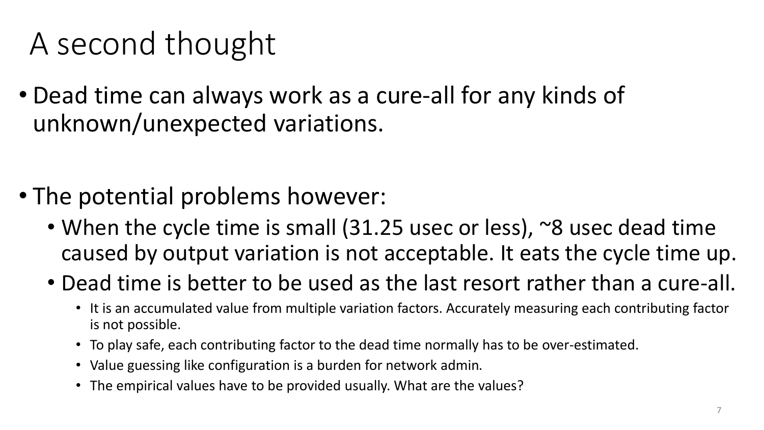# A second thought

- Dead time can always work as a cure-all for any kinds of unknown/unexpected variations.

- The potential problems however:
  - When the cycle time is small (31.25 usec or less), ~8 usec dead time caused by output variation is not acceptable. It eats the cycle time up.
  - Dead time is better to be used as the last resort rather than a cure-all.
    - It is an accumulated value from multiple variation factors. Accurately measuring each contributing factor is not possible.
    - To play safe, each contributing factor to the dead time normally has to be over-estimated.
    - Value guessing like configuration is a burden for network admin.
    - The empirical values have to be provided usually. What are the values?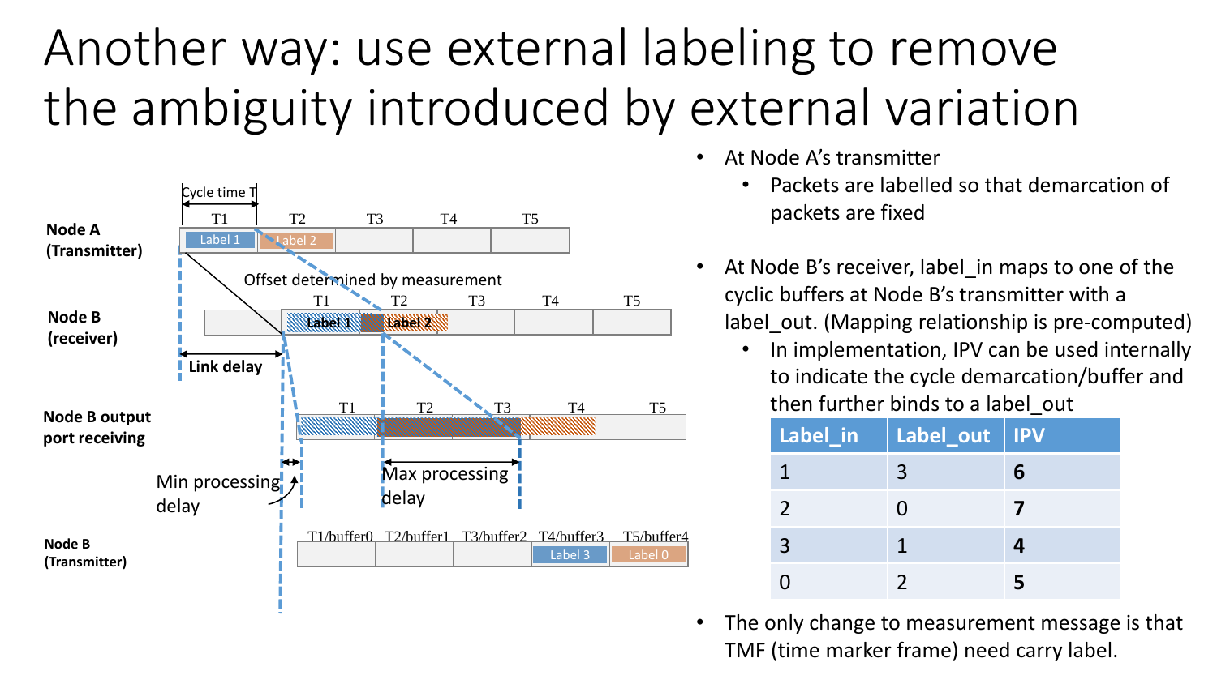# Another way: use external labeling to remove the ambiguity introduced by external variation

Cycle time T

| | | | | | |
|---|---|---|---|---|---|
| **Node A (Transmitter)** | T1: Label 1 | T2: Label 2 | T3 | T4 | T5 |
| **Node B (receiver)** | T1: Label 1 | T2: Label 2 | T3 | T4 | T5 |
| **Node B output port receiving** | T1 | T2 | T3 | T4 | T5 |
| **Node B (Transmitter)** | T1/buffer0 | T2/buffer1 | T3/buffer2 | T4/buffer3: Label 3 | T5/buffer4: Label 0 |

Offset determined by measurement

Link delay

Min processing delay

Max processing delay

- At Node A's transmitter
  - Packets are labelled so that demarcation of packets are fixed
- At Node B's receiver, label_in maps to one of the cyclic buffers at Node B's transmitter with a label_out. (Mapping relationship is pre-computed)
  - In implementation, IPV can be used internally to indicate the cycle demarcation/buffer and then further binds to a label_out

| Label_in | Label_out | IPV |
|---|---|---|
| 1 | 3 | **6** |
| 2 | 0 | **7** |
| 3 | 1 | **4** |
| 0 | 2 | **5** |

- The only change to measurement message is that TMF (time marker frame) need carry label.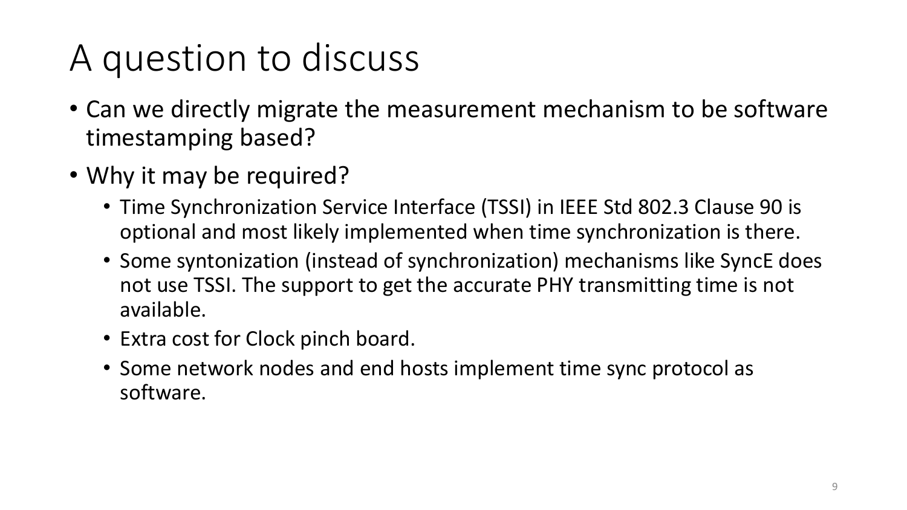# A question to discuss

- Can we directly migrate the measurement mechanism to be software timestamping based?
- Why it may be required?
  - Time Synchronization Service Interface (TSSI) in IEEE Std 802.3 Clause 90 is optional and most likely implemented when time synchronization is there.
  - Some syntonization (instead of synchronization) mechanisms like SyncE does not use TSSI. The support to get the accurate PHY transmitting time is not available.
  - Extra cost for Clock pinch board.
  - Some network nodes and end hosts implement time sync protocol as software.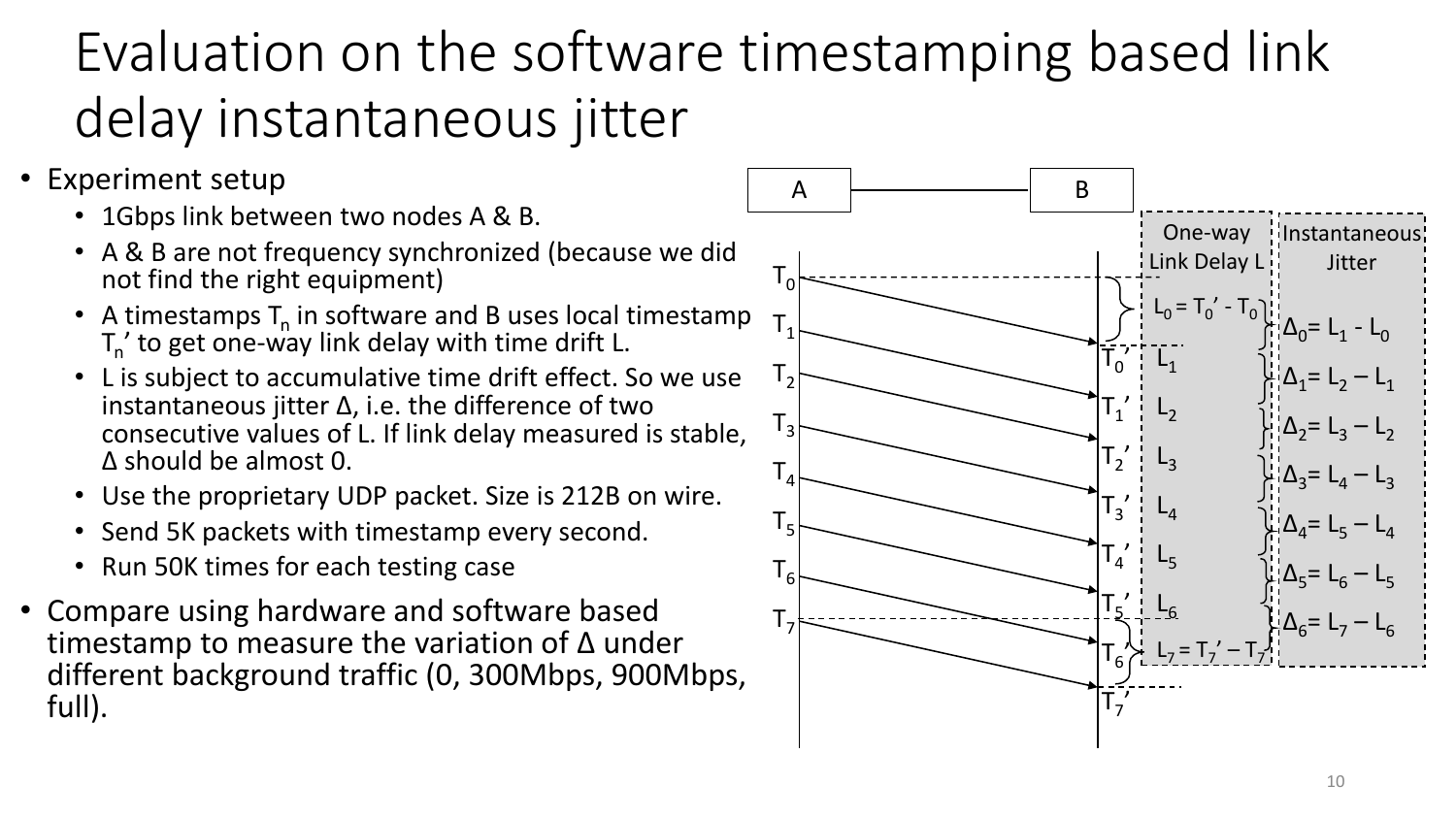# Evaluation on the software timestamping based link delay instantaneous jitter

- Experiment setup
  - 1Gbps link between two nodes A & B.
  - A & B are not frequency synchronized (because we did not find the right equipment)
  - A timestamps $T_n$ in software and B uses local timestamp $T_n'$ to get one-way link delay with time drift L.
  - L is subject to accumulative time drift effect. So we use instantaneous jitter Δ, i.e. the difference of two consecutive values of L. If link delay measured is stable, Δ should be almost 0.
  - Use the proprietary UDP packet. Size is 212B on wire.
  - Send 5K packets with timestamp every second.
  - Run 50K times for each testing case
- Compare using hardware and software based timestamp to measure the variation of Δ under different background traffic (0, 300Mbps, 900Mbps, full).

| One-way Link Delay L | Instantaneous Jitter |
|---|---|
| $L_0 = T_0' - T_0$ | $\Delta_0 = L_1 - L_0$ |
| $L_1$ | $\Delta_1 = L_2 - L_1$ |
| $L_2$ | $\Delta_2 = L_3 - L_2$ |
| $L_3$ | $\Delta_3 = L_4 - L_3$ |
| $L_4$ | $\Delta_4 = L_5 - L_4$ |
| $L_5$ | $\Delta_5 = L_6 - L_5$ |
| $L_6$ | $\Delta_6 = L_7 - L_6$ |
| $L_7 = T_7' - T_7$ | |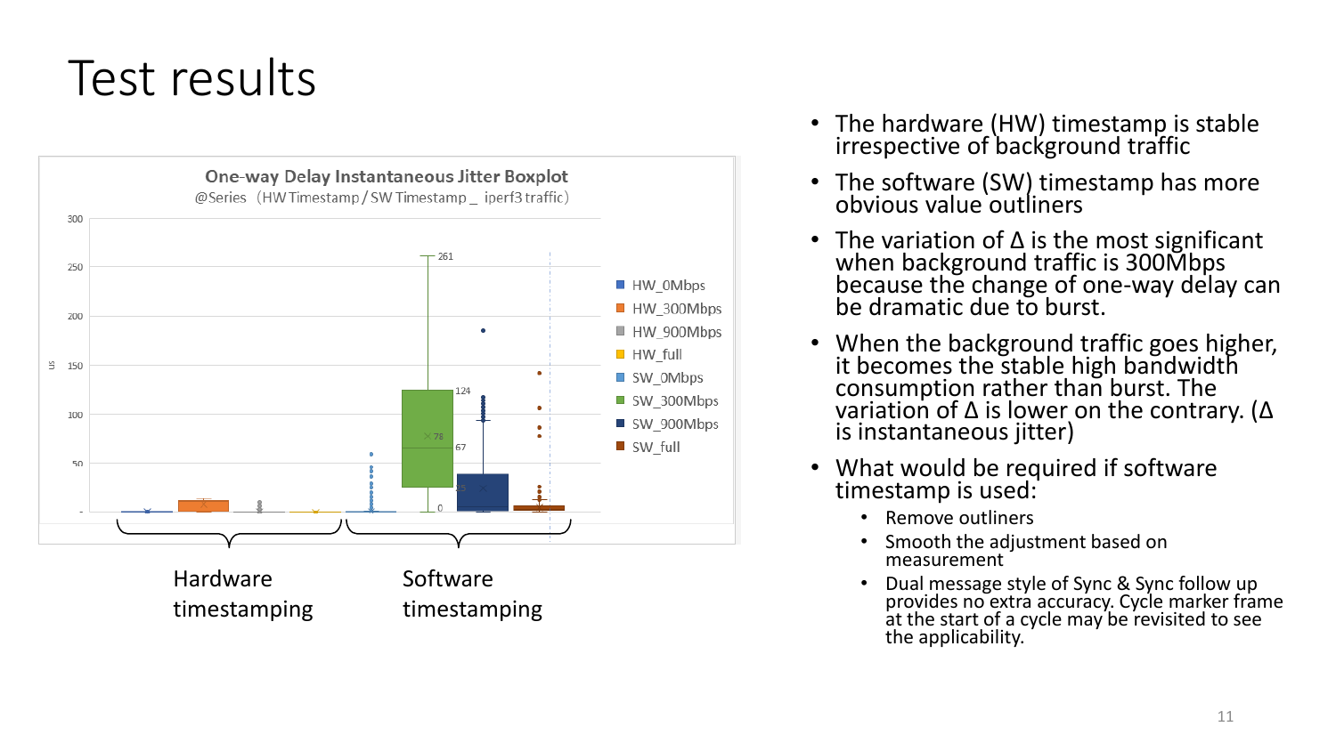# Test results

One-way Delay Instantaneous Jitter Boxplot
@Series (HW Timestamp / SW Timestamp _ iperf3 traffic)

Hardware timestamping

Software timestamping

- The hardware (HW) timestamp is stable irrespective of background traffic
- The software (SW) timestamp has more obvious value outliners
- The variation of Δ is the most significant when background traffic is 300Mbps because the change of one-way delay can be dramatic due to burst.
- When the background traffic goes higher, it becomes the stable high bandwidth consumption rather than burst. The variation of Δ is lower on the contrary. (Δ is instantaneous jitter)
- What would be required if software timestamp is used:
  - Remove outliners
  - Smooth the adjustment based on measurement
  - Dual message style of Sync & Sync follow up provides no extra accuracy. Cycle marker frame at the start of a cycle may be revisited to see the applicability.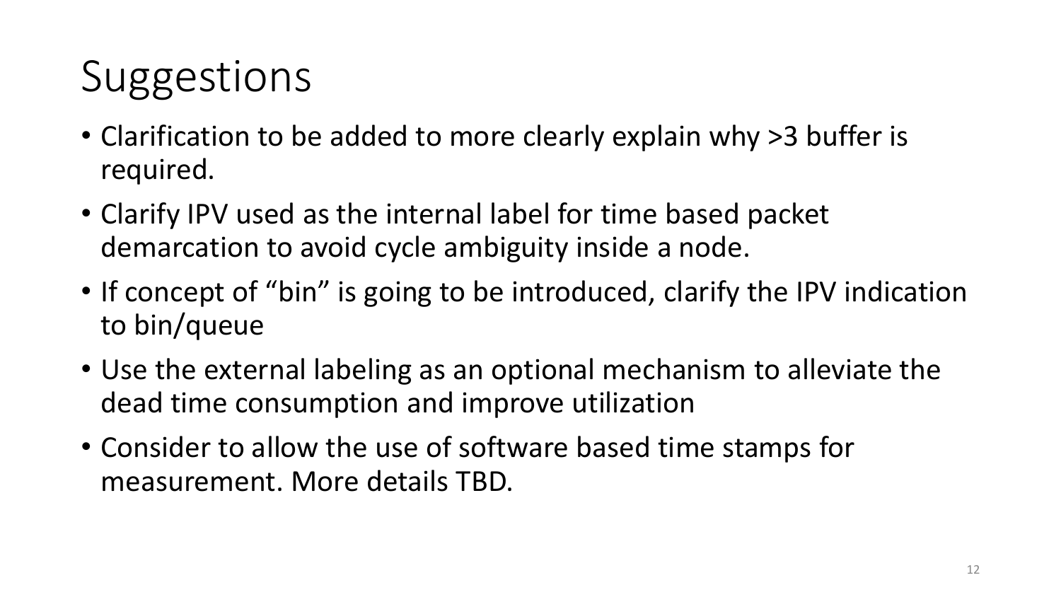# Suggestions

- Clarification to be added to more clearly explain why >3 buffer is required.
- Clarify IPV used as the internal label for time based packet demarcation to avoid cycle ambiguity inside a node.
- If concept of "bin" is going to be introduced, clarify the IPV indication to bin/queue
- Use the external labeling as an optional mechanism to alleviate the dead time consumption and improve utilization
- Consider to allow the use of software based time stamps for measurement. More details TBD.